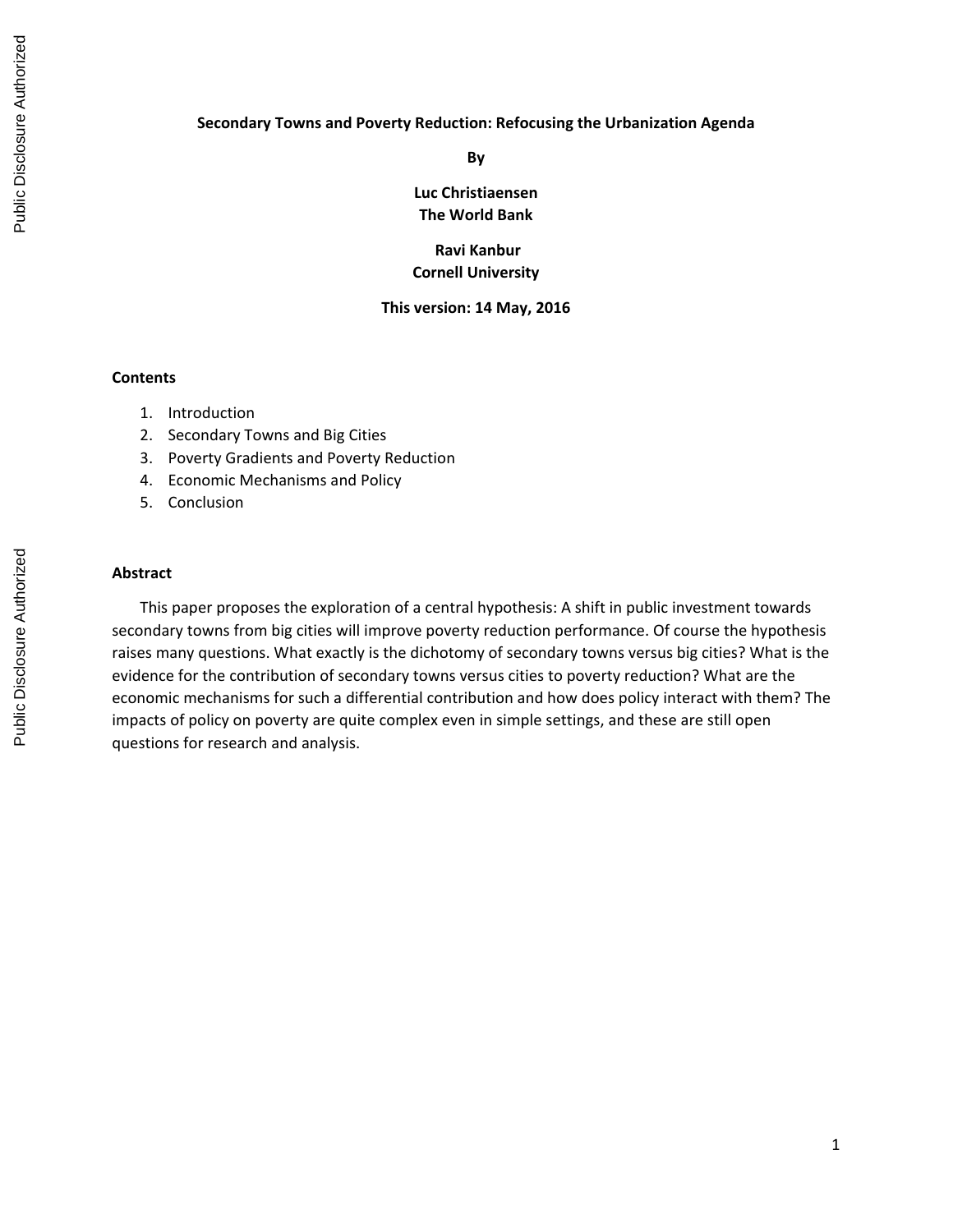# Secondary Towns and Poverty Reduction: Refocusing the Urbanization Agenda

**By**

**Luc Christiaensen**
**The World Bank**

**Ravi Kanbur**
**Cornell University**

**This version: 14 May, 2016**

**Contents**

1. Introduction
2. Secondary Towns and Big Cities
3. Poverty Gradients and Poverty Reduction
4. Economic Mechanisms and Policy
5. Conclusion

**Abstract**

This paper proposes the exploration of a central hypothesis: A shift in public investment towards secondary towns from big cities will improve poverty reduction performance. Of course the hypothesis raises many questions. What exactly is the dichotomy of secondary towns versus big cities? What is the evidence for the contribution of secondary towns versus cities to poverty reduction? What are the economic mechanisms for such a differential contribution and how does policy interact with them? The impacts of policy on poverty are quite complex even in simple settings, and these are still open questions for research and analysis.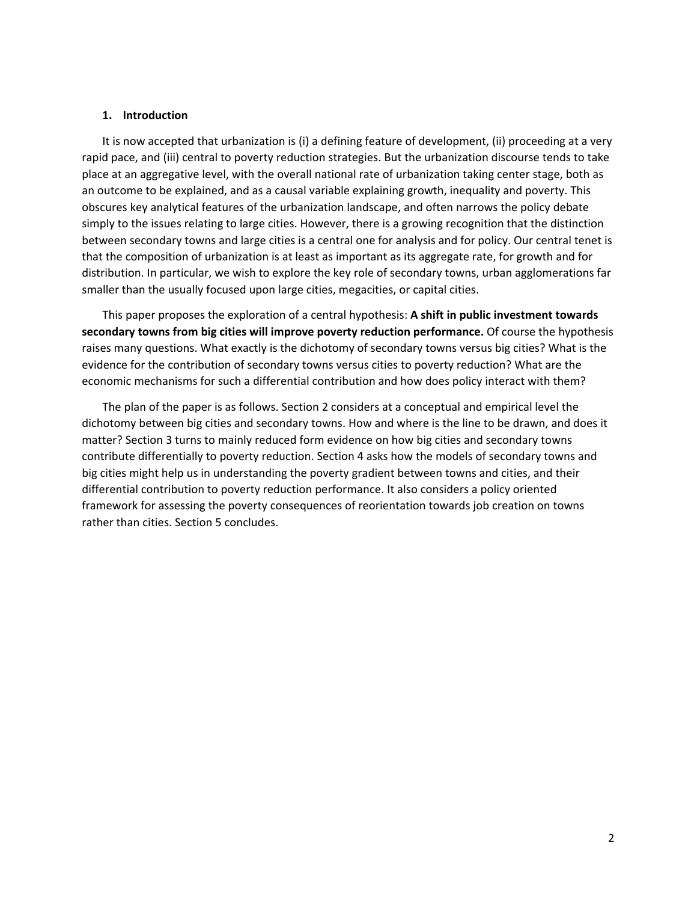## 1. Introduction

It is now accepted that urbanization is (i) a defining feature of development, (ii) proceeding at a very rapid pace, and (iii) central to poverty reduction strategies. But the urbanization discourse tends to take place at an aggregative level, with the overall national rate of urbanization taking center stage, both as an outcome to be explained, and as a causal variable explaining growth, inequality and poverty. This obscures key analytical features of the urbanization landscape, and often narrows the policy debate simply to the issues relating to large cities. However, there is a growing recognition that the distinction between secondary towns and large cities is a central one for analysis and for policy. Our central tenet is that the composition of urbanization is at least as important as its aggregate rate, for growth and for distribution. In particular, we wish to explore the key role of secondary towns, urban agglomerations far smaller than the usually focused upon large cities, megacities, or capital cities.

This paper proposes the exploration of a central hypothesis: **A shift in public investment towards secondary towns from big cities will improve poverty reduction performance.** Of course the hypothesis raises many questions. What exactly is the dichotomy of secondary towns versus big cities? What is the evidence for the contribution of secondary towns versus cities to poverty reduction? What are the economic mechanisms for such a differential contribution and how does policy interact with them?

The plan of the paper is as follows. Section 2 considers at a conceptual and empirical level the dichotomy between big cities and secondary towns. How and where is the line to be drawn, and does it matter? Section 3 turns to mainly reduced form evidence on how big cities and secondary towns contribute differentially to poverty reduction. Section 4 asks how the models of secondary towns and big cities might help us in understanding the poverty gradient between towns and cities, and their differential contribution to poverty reduction performance. It also considers a policy oriented framework for assessing the poverty consequences of reorientation towards job creation on towns rather than cities. Section 5 concludes.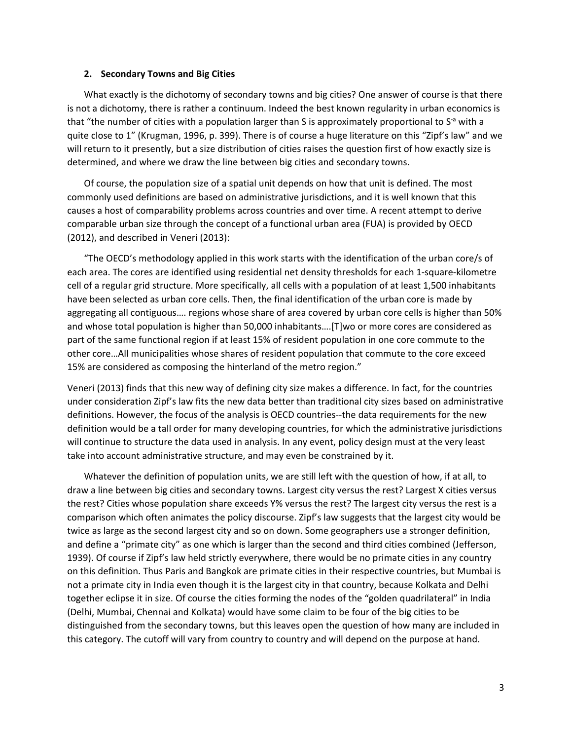## 2. Secondary Towns and Big Cities

What exactly is the dichotomy of secondary towns and big cities? One answer of course is that there is not a dichotomy, there is rather a continuum. Indeed the best known regularity in urban economics is that "the number of cities with a population larger than S is approximately proportional to $S^{-a}$ with a quite close to 1" (Krugman, 1996, p. 399). There is of course a huge literature on this "Zipf's law" and we will return to it presently, but a size distribution of cities raises the question first of how exactly size is determined, and where we draw the line between big cities and secondary towns.

Of course, the population size of a spatial unit depends on how that unit is defined. The most commonly used definitions are based on administrative jurisdictions, and it is well known that this causes a host of comparability problems across countries and over time. A recent attempt to derive comparable urban size through the concept of a functional urban area (FUA) is provided by OECD (2012), and described in Veneri (2013):

"The OECD's methodology applied in this work starts with the identification of the urban core/s of each area. The cores are identified using residential net density thresholds for each 1-square-kilometre cell of a regular grid structure. More specifically, all cells with a population of at least 1,500 inhabitants have been selected as urban core cells. Then, the final identification of the urban core is made by aggregating all contiguous…. regions whose share of area covered by urban core cells is higher than 50% and whose total population is higher than 50,000 inhabitants….[T]wo or more cores are considered as part of the same functional region if at least 15% of resident population in one core commute to the other core…All municipalities whose shares of resident population that commute to the core exceed 15% are considered as composing the hinterland of the metro region."

Veneri (2013) finds that this new way of defining city size makes a difference. In fact, for the countries under consideration Zipf's law fits the new data better than traditional city sizes based on administrative definitions. However, the focus of the analysis is OECD countries--the data requirements for the new definition would be a tall order for many developing countries, for which the administrative jurisdictions will continue to structure the data used in analysis. In any event, policy design must at the very least take into account administrative structure, and may even be constrained by it.

Whatever the definition of population units, we are still left with the question of how, if at all, to draw a line between big cities and secondary towns. Largest city versus the rest? Largest X cities versus the rest? Cities whose population share exceeds Y% versus the rest? The largest city versus the rest is a comparison which often animates the policy discourse. Zipf's law suggests that the largest city would be twice as large as the second largest city and so on down. Some geographers use a stronger definition, and define a "primate city" as one which is larger than the second and third cities combined (Jefferson, 1939). Of course if Zipf's law held strictly everywhere, there would be no primate cities in any country on this definition. Thus Paris and Bangkok are primate cities in their respective countries, but Mumbai is not a primate city in India even though it is the largest city in that country, because Kolkata and Delhi together eclipse it in size. Of course the cities forming the nodes of the "golden quadrilateral" in India (Delhi, Mumbai, Chennai and Kolkata) would have some claim to be four of the big cities to be distinguished from the secondary towns, but this leaves open the question of how many are included in this category. The cutoff will vary from country to country and will depend on the purpose at hand.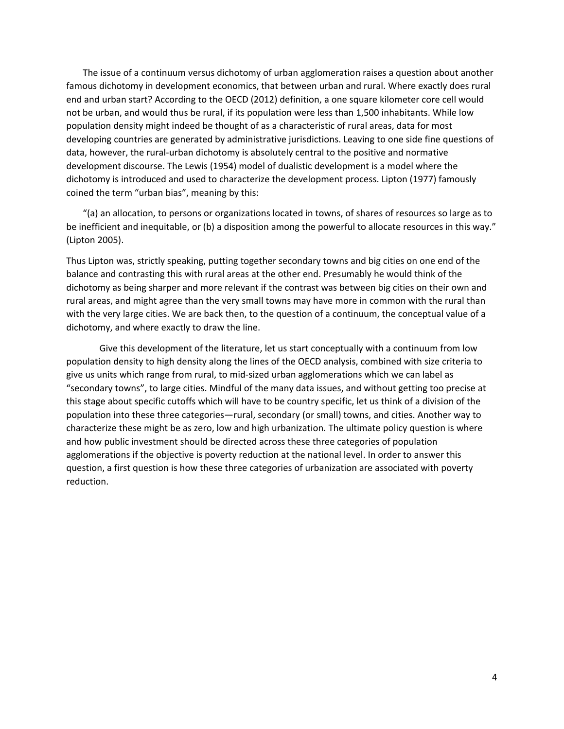The issue of a continuum versus dichotomy of urban agglomeration raises a question about another famous dichotomy in development economics, that between urban and rural. Where exactly does rural end and urban start? According to the OECD (2012) definition, a one square kilometer core cell would not be urban, and would thus be rural, if its population were less than 1,500 inhabitants. While low population density might indeed be thought of as a characteristic of rural areas, data for most developing countries are generated by administrative jurisdictions. Leaving to one side fine questions of data, however, the rural-urban dichotomy is absolutely central to the positive and normative development discourse. The Lewis (1954) model of dualistic development is a model where the dichotomy is introduced and used to characterize the development process. Lipton (1977) famously coined the term "urban bias", meaning by this:

"(a) an allocation, to persons or organizations located in towns, of shares of resources so large as to be inefficient and inequitable, or (b) a disposition among the powerful to allocate resources in this way." (Lipton 2005).

Thus Lipton was, strictly speaking, putting together secondary towns and big cities on one end of the balance and contrasting this with rural areas at the other end. Presumably he would think of the dichotomy as being sharper and more relevant if the contrast was between big cities on their own and rural areas, and might agree than the very small towns may have more in common with the rural than with the very large cities. We are back then, to the question of a continuum, the conceptual value of a dichotomy, and where exactly to draw the line.

Give this development of the literature, let us start conceptually with a continuum from low population density to high density along the lines of the OECD analysis, combined with size criteria to give us units which range from rural, to mid-sized urban agglomerations which we can label as "secondary towns", to large cities. Mindful of the many data issues, and without getting too precise at this stage about specific cutoffs which will have to be country specific, let us think of a division of the population into these three categories—rural, secondary (or small) towns, and cities. Another way to characterize these might be as zero, low and high urbanization. The ultimate policy question is where and how public investment should be directed across these three categories of population agglomerations if the objective is poverty reduction at the national level. In order to answer this question, a first question is how these three categories of urbanization are associated with poverty reduction.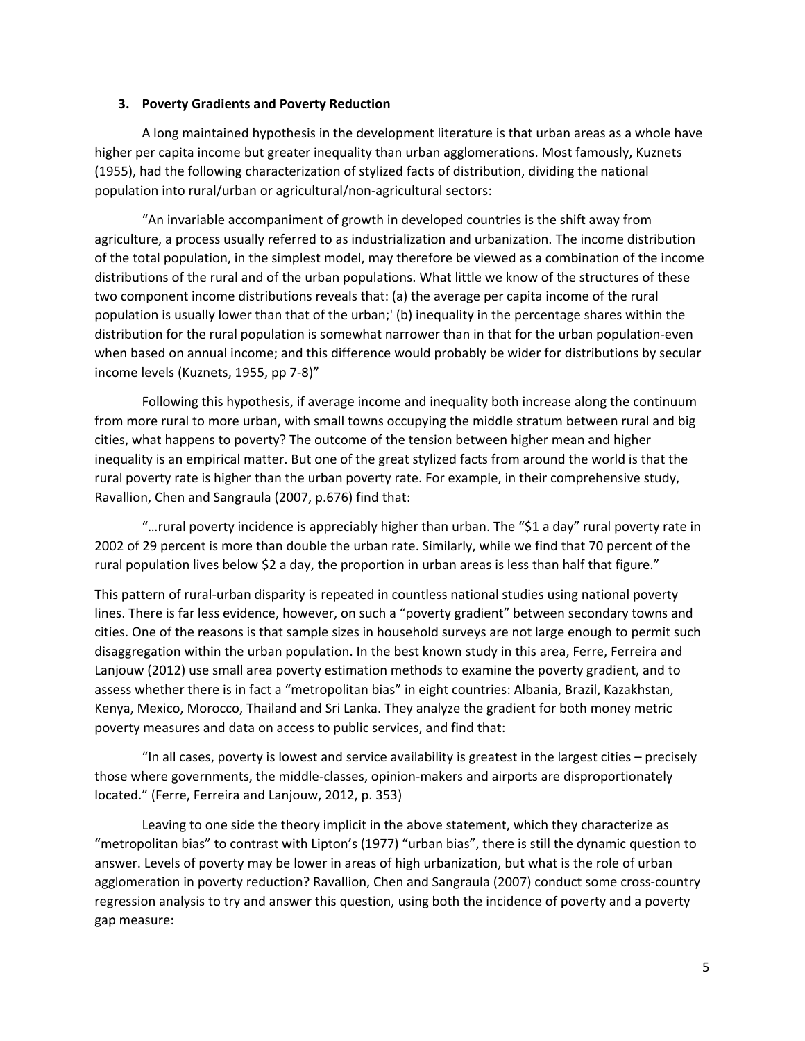### 3. Poverty Gradients and Poverty Reduction

A long maintained hypothesis in the development literature is that urban areas as a whole have higher per capita income but greater inequality than urban agglomerations. Most famously, Kuznets (1955), had the following characterization of stylized facts of distribution, dividing the national population into rural/urban or agricultural/non-agricultural sectors:

"An invariable accompaniment of growth in developed countries is the shift away from agriculture, a process usually referred to as industrialization and urbanization. The income distribution of the total population, in the simplest model, may therefore be viewed as a combination of the income distributions of the rural and of the urban populations. What little we know of the structures of these two component income distributions reveals that: (a) the average per capita income of the rural population is usually lower than that of the urban;' (b) inequality in the percentage shares within the distribution for the rural population is somewhat narrower than in that for the urban population-even when based on annual income; and this difference would probably be wider for distributions by secular income levels (Kuznets, 1955, pp 7-8)"

Following this hypothesis, if average income and inequality both increase along the continuum from more rural to more urban, with small towns occupying the middle stratum between rural and big cities, what happens to poverty? The outcome of the tension between higher mean and higher inequality is an empirical matter. But one of the great stylized facts from around the world is that the rural poverty rate is higher than the urban poverty rate. For example, in their comprehensive study, Ravallion, Chen and Sangraula (2007, p.676) find that:

"…rural poverty incidence is appreciably higher than urban. The "$1 a day" rural poverty rate in 2002 of 29 percent is more than double the urban rate. Similarly, while we find that 70 percent of the rural population lives below $2 a day, the proportion in urban areas is less than half that figure."

This pattern of rural-urban disparity is repeated in countless national studies using national poverty lines. There is far less evidence, however, on such a "poverty gradient" between secondary towns and cities. One of the reasons is that sample sizes in household surveys are not large enough to permit such disaggregation within the urban population. In the best known study in this area, Ferre, Ferreira and Lanjouw (2012) use small area poverty estimation methods to examine the poverty gradient, and to assess whether there is in fact a "metropolitan bias" in eight countries: Albania, Brazil, Kazakhstan, Kenya, Mexico, Morocco, Thailand and Sri Lanka. They analyze the gradient for both money metric poverty measures and data on access to public services, and find that:

"In all cases, poverty is lowest and service availability is greatest in the largest cities – precisely those where governments, the middle-classes, opinion-makers and airports are disproportionately located." (Ferre, Ferreira and Lanjouw, 2012, p. 353)

Leaving to one side the theory implicit in the above statement, which they characterize as "metropolitan bias" to contrast with Lipton's (1977) "urban bias", there is still the dynamic question to answer. Levels of poverty may be lower in areas of high urbanization, but what is the role of urban agglomeration in poverty reduction? Ravallion, Chen and Sangraula (2007) conduct some cross-country regression analysis to try and answer this question, using both the incidence of poverty and a poverty gap measure: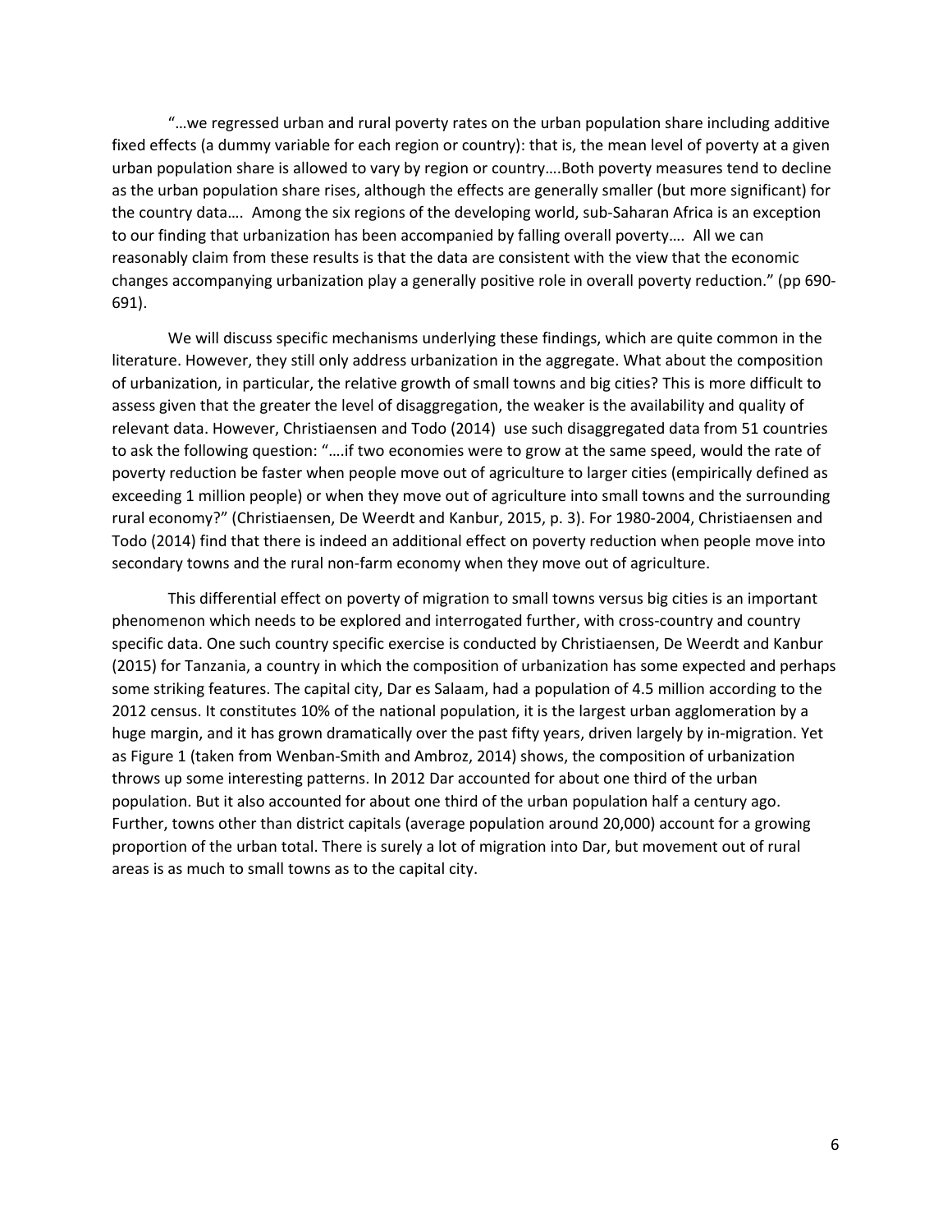"…we regressed urban and rural poverty rates on the urban population share including additive fixed effects (a dummy variable for each region or country): that is, the mean level of poverty at a given urban population share is allowed to vary by region or country….Both poverty measures tend to decline as the urban population share rises, although the effects are generally smaller (but more significant) for the country data…. Among the six regions of the developing world, sub-Saharan Africa is an exception to our finding that urbanization has been accompanied by falling overall poverty…. All we can reasonably claim from these results is that the data are consistent with the view that the economic changes accompanying urbanization play a generally positive role in overall poverty reduction." (pp 690-691).

We will discuss specific mechanisms underlying these findings, which are quite common in the literature. However, they still only address urbanization in the aggregate. What about the composition of urbanization, in particular, the relative growth of small towns and big cities? This is more difficult to assess given that the greater the level of disaggregation, the weaker is the availability and quality of relevant data. However, Christiaensen and Todo (2014) use such disaggregated data from 51 countries to ask the following question: "….if two economies were to grow at the same speed, would the rate of poverty reduction be faster when people move out of agriculture to larger cities (empirically defined as exceeding 1 million people) or when they move out of agriculture into small towns and the surrounding rural economy?" (Christiaensen, De Weerdt and Kanbur, 2015, p. 3). For 1980-2004, Christiaensen and Todo (2014) find that there is indeed an additional effect on poverty reduction when people move into secondary towns and the rural non-farm economy when they move out of agriculture.

This differential effect on poverty of migration to small towns versus big cities is an important phenomenon which needs to be explored and interrogated further, with cross-country and country specific data. One such country specific exercise is conducted by Christiaensen, De Weerdt and Kanbur (2015) for Tanzania, a country in which the composition of urbanization has some expected and perhaps some striking features. The capital city, Dar es Salaam, had a population of 4.5 million according to the 2012 census. It constitutes 10% of the national population, it is the largest urban agglomeration by a huge margin, and it has grown dramatically over the past fifty years, driven largely by in-migration. Yet as Figure 1 (taken from Wenban-Smith and Ambroz, 2014) shows, the composition of urbanization throws up some interesting patterns. In 2012 Dar accounted for about one third of the urban population. But it also accounted for about one third of the urban population half a century ago. Further, towns other than district capitals (average population around 20,000) account for a growing proportion of the urban total. There is surely a lot of migration into Dar, but movement out of rural areas is as much to small towns as to the capital city.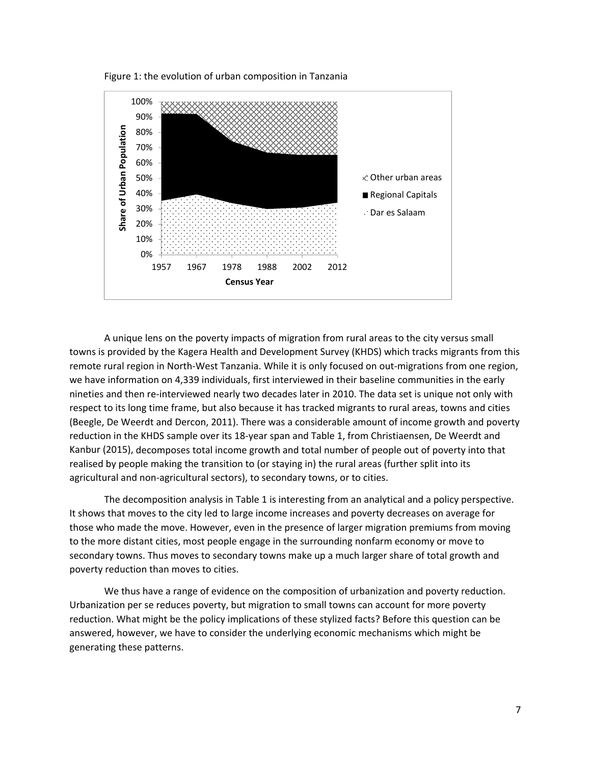Figure 1: the evolution of urban composition in Tanzania

A unique lens on the poverty impacts of migration from rural areas to the city versus small towns is provided by the Kagera Health and Development Survey (KHDS) which tracks migrants from this remote rural region in North-West Tanzania. While it is only focused on out-migrations from one region, we have information on 4,339 individuals, first interviewed in their baseline communities in the early nineties and then re-interviewed nearly two decades later in 2010. The data set is unique not only with respect to its long time frame, but also because it has tracked migrants to rural areas, towns and cities (Beegle, De Weerdt and Dercon, 2011). There was a considerable amount of income growth and poverty reduction in the KHDS sample over its 18-year span and Table 1, from Christiaensen, De Weerdt and Kanbur (2015), decomposes total income growth and total number of people out of poverty into that realised by people making the transition to (or staying in) the rural areas (further split into its agricultural and non-agricultural sectors), to secondary towns, or to cities.

The decomposition analysis in Table 1 is interesting from an analytical and a policy perspective. It shows that moves to the city led to large income increases and poverty decreases on average for those who made the move. However, even in the presence of larger migration premiums from moving to the more distant cities, most people engage in the surrounding nonfarm economy or move to secondary towns. Thus moves to secondary towns make up a much larger share of total growth and poverty reduction than moves to cities.

We thus have a range of evidence on the composition of urbanization and poverty reduction. Urbanization per se reduces poverty, but migration to small towns can account for more poverty reduction. What might be the policy implications of these stylized facts? Before this question can be answered, however, we have to consider the underlying economic mechanisms which might be generating these patterns.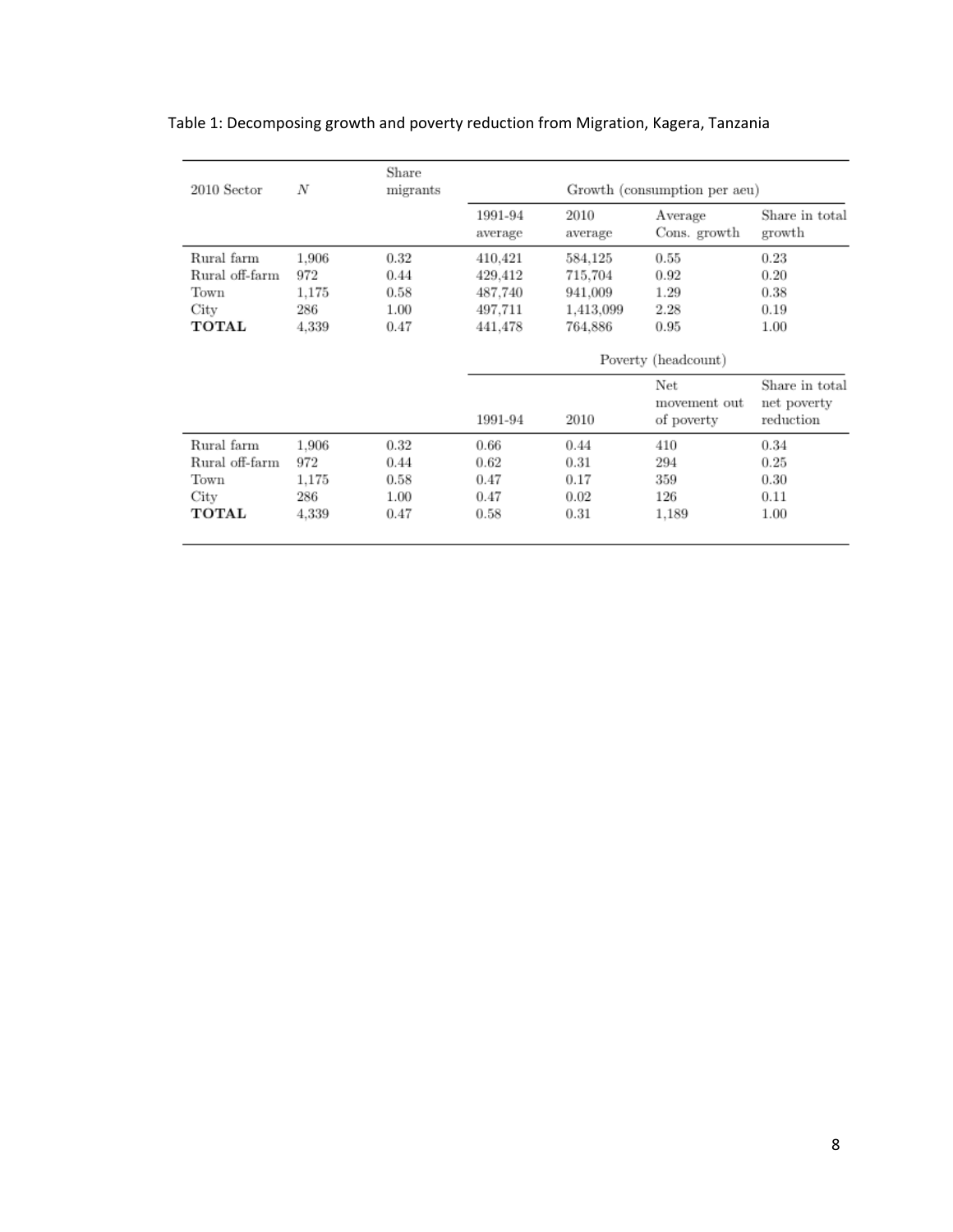Table 1: Decomposing growth and poverty reduction from Migration, Kagera, Tanzania

| 2010 Sector | $N$ | Share migrants | Growth (consumption per aeu) | | | |
|---|---|---|---|---|---|---|
| | | | 1991-94 average | 2010 average | Average Cons. growth | Share in total growth |
| Rural farm | 1,906 | 0.32 | 410,421 | 584,125 | 0.55 | 0.23 |
| Rural off-farm | 972 | 0.44 | 429,412 | 715,704 | 0.92 | 0.20 |
| Town | 1,175 | 0.58 | 487,740 | 941,009 | 1.29 | 0.38 |
| City | 286 | 1.00 | 497,711 | 1,413,099 | 2.28 | 0.19 |
| **TOTAL** | 4,339 | 0.47 | 441,478 | 764,886 | 0.95 | 1.00 |
| | | | Poverty (headcount) | | | |
| | | | 1991-94 | 2010 | Net movement out of poverty | Share in total net poverty reduction |
| Rural farm | 1,906 | 0.32 | 0.66 | 0.44 | 410 | 0.34 |
| Rural off-farm | 972 | 0.44 | 0.62 | 0.31 | 294 | 0.25 |
| Town | 1,175 | 0.58 | 0.47 | 0.17 | 359 | 0.30 |
| City | 286 | 1.00 | 0.47 | 0.02 | 126 | 0.11 |
| **TOTAL** | 4,339 | 0.47 | 0.58 | 0.31 | 1,189 | 1.00 |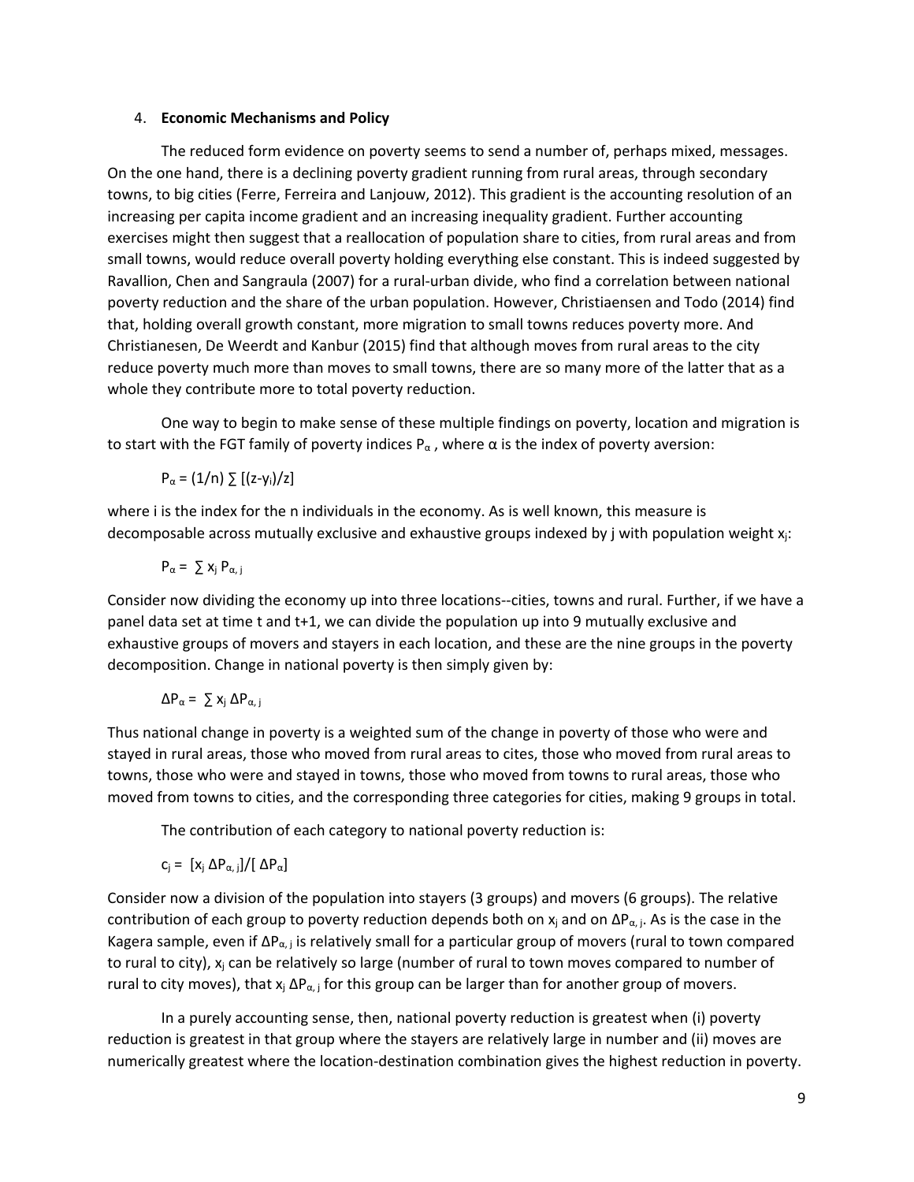4. **Economic Mechanisms and Policy**

The reduced form evidence on poverty seems to send a number of, perhaps mixed, messages. On the one hand, there is a declining poverty gradient running from rural areas, through secondary towns, to big cities (Ferre, Ferreira and Lanjouw, 2012). This gradient is the accounting resolution of an increasing per capita income gradient and an increasing inequality gradient. Further accounting exercises might then suggest that a reallocation of population share to cities, from rural areas and from small towns, would reduce overall poverty holding everything else constant. This is indeed suggested by Ravallion, Chen and Sangraula (2007) for a rural-urban divide, who find a correlation between national poverty reduction and the share of the urban population. However, Christiaensen and Todo (2014) find that, holding overall growth constant, more migration to small towns reduces poverty more. And Christianesen, De Weerdt and Kanbur (2015) find that although moves from rural areas to the city reduce poverty much more than moves to small towns, there are so many more of the latter that as a whole they contribute more to total poverty reduction.

One way to begin to make sense of these multiple findings on poverty, location and migration is to start with the FGT family of poverty indices $P_\alpha$ , where α is the index of poverty aversion:

$$P_\alpha = (1/n) \sum [(z-y_i)/z]$$

where i is the index for the n individuals in the economy. As is well known, this measure is decomposable across mutually exclusive and exhaustive groups indexed by j with population weight $x_j$:

$$P_\alpha = \sum x_j P_{\alpha, j}$$

Consider now dividing the economy up into three locations--cities, towns and rural. Further, if we have a panel data set at time t and t+1, we can divide the population up into 9 mutually exclusive and exhaustive groups of movers and stayers in each location, and these are the nine groups in the poverty decomposition. Change in national poverty is then simply given by:

$$\Delta P_\alpha = \sum x_j \Delta P_{\alpha, j}$$

Thus national change in poverty is a weighted sum of the change in poverty of those who were and stayed in rural areas, those who moved from rural areas to cites, those who moved from rural areas to towns, those who were and stayed in towns, those who moved from towns to rural areas, those who moved from towns to cities, and the corresponding three categories for cities, making 9 groups in total.

The contribution of each category to national poverty reduction is:

$$c_j = [x_j \Delta P_{\alpha, j}]/[\Delta P_\alpha]$$

Consider now a division of the population into stayers (3 groups) and movers (6 groups). The relative contribution of each group to poverty reduction depends both on $x_j$ and on $\Delta P_{\alpha, j}$. As is the case in the Kagera sample, even if $\Delta P_{\alpha, j}$ is relatively small for a particular group of movers (rural to town compared to rural to city), $x_j$ can be relatively so large (number of rural to town moves compared to number of rural to city moves), that $x_j \Delta P_{\alpha, j}$ for this group can be larger than for another group of movers.

In a purely accounting sense, then, national poverty reduction is greatest when (i) poverty reduction is greatest in that group where the stayers are relatively large in number and (ii) moves are numerically greatest where the location-destination combination gives the highest reduction in poverty.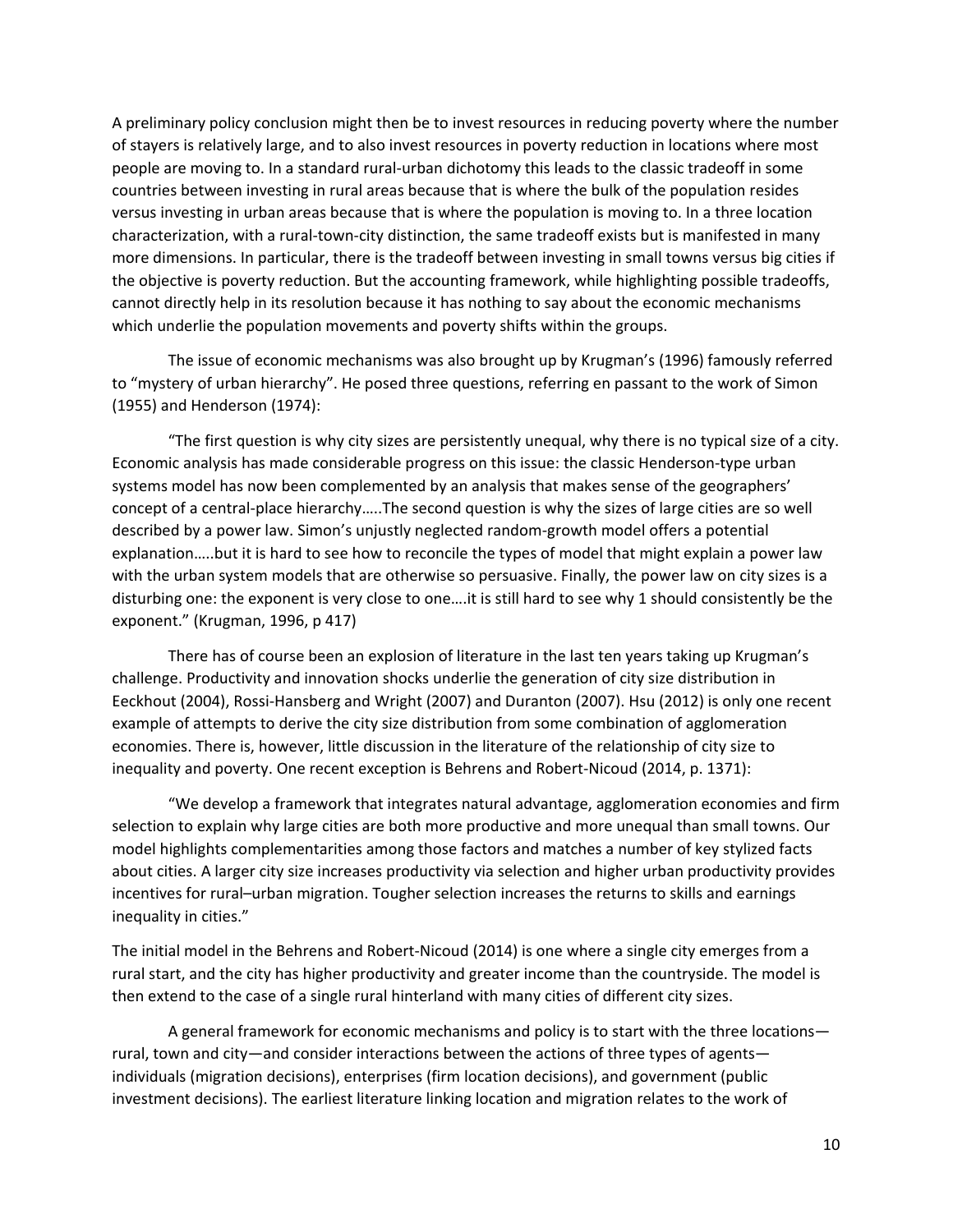A preliminary policy conclusion might then be to invest resources in reducing poverty where the number of stayers is relatively large, and to also invest resources in poverty reduction in locations where most people are moving to. In a standard rural-urban dichotomy this leads to the classic tradeoff in some countries between investing in rural areas because that is where the bulk of the population resides versus investing in urban areas because that is where the population is moving to. In a three location characterization, with a rural-town-city distinction, the same tradeoff exists but is manifested in many more dimensions. In particular, there is the tradeoff between investing in small towns versus big cities if the objective is poverty reduction. But the accounting framework, while highlighting possible tradeoffs, cannot directly help in its resolution because it has nothing to say about the economic mechanisms which underlie the population movements and poverty shifts within the groups.

The issue of economic mechanisms was also brought up by Krugman's (1996) famously referred to "mystery of urban hierarchy". He posed three questions, referring en passant to the work of Simon (1955) and Henderson (1974):

"The first question is why city sizes are persistently unequal, why there is no typical size of a city. Economic analysis has made considerable progress on this issue: the classic Henderson-type urban systems model has now been complemented by an analysis that makes sense of the geographers' concept of a central-place hierarchy…..The second question is why the sizes of large cities are so well described by a power law. Simon's unjustly neglected random-growth model offers a potential explanation…..but it is hard to see how to reconcile the types of model that might explain a power law with the urban system models that are otherwise so persuasive. Finally, the power law on city sizes is a disturbing one: the exponent is very close to one….it is still hard to see why 1 should consistently be the exponent." (Krugman, 1996, p 417)

There has of course been an explosion of literature in the last ten years taking up Krugman's challenge. Productivity and innovation shocks underlie the generation of city size distribution in Eeckhout (2004), Rossi-Hansberg and Wright (2007) and Duranton (2007). Hsu (2012) is only one recent example of attempts to derive the city size distribution from some combination of agglomeration economies. There is, however, little discussion in the literature of the relationship of city size to inequality and poverty. One recent exception is Behrens and Robert-Nicoud (2014, p. 1371):

"We develop a framework that integrates natural advantage, agglomeration economies and firm selection to explain why large cities are both more productive and more unequal than small towns. Our model highlights complementarities among those factors and matches a number of key stylized facts about cities. A larger city size increases productivity via selection and higher urban productivity provides incentives for rural–urban migration. Tougher selection increases the returns to skills and earnings inequality in cities."

The initial model in the Behrens and Robert-Nicoud (2014) is one where a single city emerges from a rural start, and the city has higher productivity and greater income than the countryside. The model is then extend to the case of a single rural hinterland with many cities of different city sizes.

A general framework for economic mechanisms and policy is to start with the three locations—rural, town and city—and consider interactions between the actions of three types of agents—individuals (migration decisions), enterprises (firm location decisions), and government (public investment decisions). The earliest literature linking location and migration relates to the work of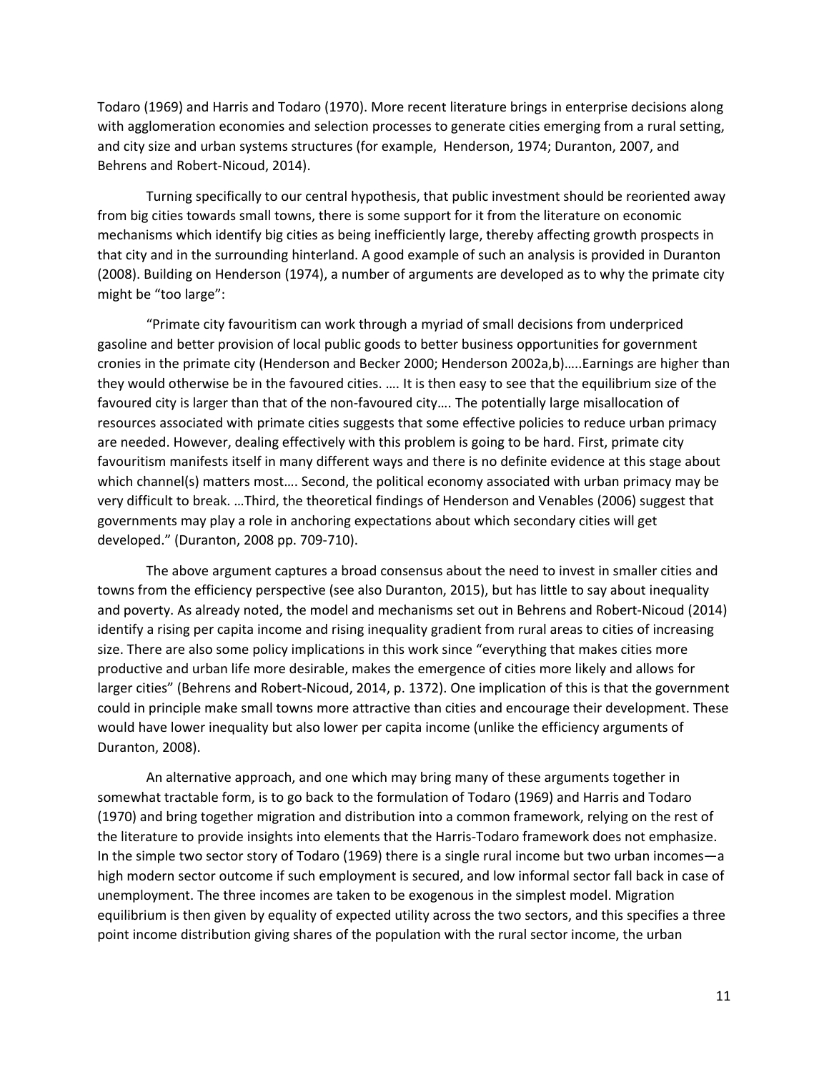Todaro (1969) and Harris and Todaro (1970). More recent literature brings in enterprise decisions along with agglomeration economies and selection processes to generate cities emerging from a rural setting, and city size and urban systems structures (for example, Henderson, 1974; Duranton, 2007, and Behrens and Robert-Nicoud, 2014).

Turning specifically to our central hypothesis, that public investment should be reoriented away from big cities towards small towns, there is some support for it from the literature on economic mechanisms which identify big cities as being inefficiently large, thereby affecting growth prospects in that city and in the surrounding hinterland. A good example of such an analysis is provided in Duranton (2008). Building on Henderson (1974), a number of arguments are developed as to why the primate city might be "too large":

"Primate city favouritism can work through a myriad of small decisions from underpriced gasoline and better provision of local public goods to better business opportunities for government cronies in the primate city (Henderson and Becker 2000; Henderson 2002a,b)…..Earnings are higher than they would otherwise be in the favoured cities. …. It is then easy to see that the equilibrium size of the favoured city is larger than that of the non-favoured city…. The potentially large misallocation of resources associated with primate cities suggests that some effective policies to reduce urban primacy are needed. However, dealing effectively with this problem is going to be hard. First, primate city favouritism manifests itself in many different ways and there is no definite evidence at this stage about which channel(s) matters most…. Second, the political economy associated with urban primacy may be very difficult to break. …Third, the theoretical findings of Henderson and Venables (2006) suggest that governments may play a role in anchoring expectations about which secondary cities will get developed." (Duranton, 2008 pp. 709-710).

The above argument captures a broad consensus about the need to invest in smaller cities and towns from the efficiency perspective (see also Duranton, 2015), but has little to say about inequality and poverty. As already noted, the model and mechanisms set out in Behrens and Robert-Nicoud (2014) identify a rising per capita income and rising inequality gradient from rural areas to cities of increasing size. There are also some policy implications in this work since "everything that makes cities more productive and urban life more desirable, makes the emergence of cities more likely and allows for larger cities" (Behrens and Robert-Nicoud, 2014, p. 1372). One implication of this is that the government could in principle make small towns more attractive than cities and encourage their development. These would have lower inequality but also lower per capita income (unlike the efficiency arguments of Duranton, 2008).

An alternative approach, and one which may bring many of these arguments together in somewhat tractable form, is to go back to the formulation of Todaro (1969) and Harris and Todaro (1970) and bring together migration and distribution into a common framework, relying on the rest of the literature to provide insights into elements that the Harris-Todaro framework does not emphasize. In the simple two sector story of Todaro (1969) there is a single rural income but two urban incomes—a high modern sector outcome if such employment is secured, and low informal sector fall back in case of unemployment. The three incomes are taken to be exogenous in the simplest model. Migration equilibrium is then given by equality of expected utility across the two sectors, and this specifies a three point income distribution giving shares of the population with the rural sector income, the urban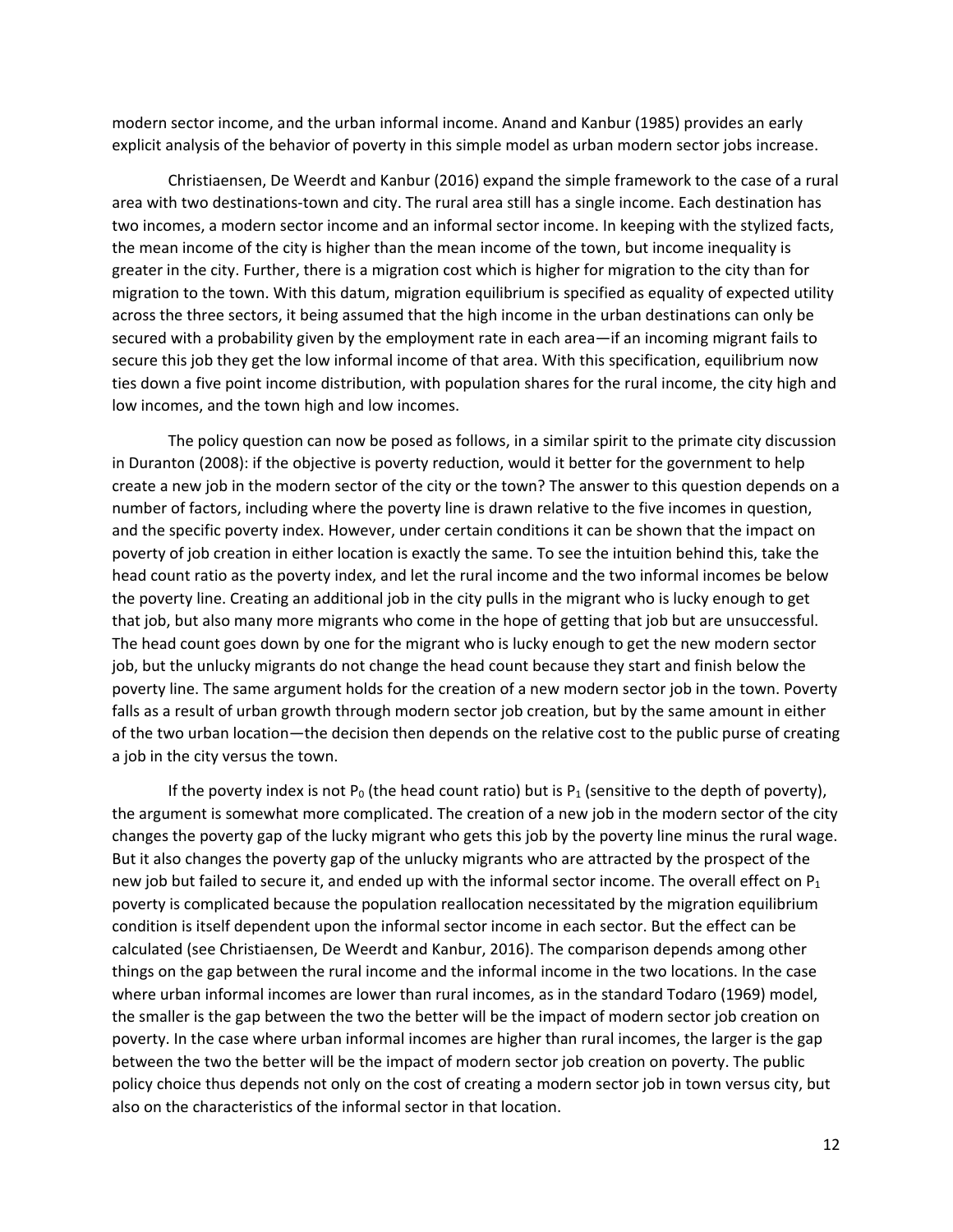modern sector income, and the urban informal income. Anand and Kanbur (1985) provides an early explicit analysis of the behavior of poverty in this simple model as urban modern sector jobs increase.

Christiaensen, De Weerdt and Kanbur (2016) expand the simple framework to the case of a rural area with two destinations-town and city. The rural area still has a single income. Each destination has two incomes, a modern sector income and an informal sector income. In keeping with the stylized facts, the mean income of the city is higher than the mean income of the town, but income inequality is greater in the city. Further, there is a migration cost which is higher for migration to the city than for migration to the town. With this datum, migration equilibrium is specified as equality of expected utility across the three sectors, it being assumed that the high income in the urban destinations can only be secured with a probability given by the employment rate in each area—if an incoming migrant fails to secure this job they get the low informal income of that area. With this specification, equilibrium now ties down a five point income distribution, with population shares for the rural income, the city high and low incomes, and the town high and low incomes.

The policy question can now be posed as follows, in a similar spirit to the primate city discussion in Duranton (2008): if the objective is poverty reduction, would it better for the government to help create a new job in the modern sector of the city or the town? The answer to this question depends on a number of factors, including where the poverty line is drawn relative to the five incomes in question, and the specific poverty index. However, under certain conditions it can be shown that the impact on poverty of job creation in either location is exactly the same. To see the intuition behind this, take the head count ratio as the poverty index, and let the rural income and the two informal incomes be below the poverty line. Creating an additional job in the city pulls in the migrant who is lucky enough to get that job, but also many more migrants who come in the hope of getting that job but are unsuccessful. The head count goes down by one for the migrant who is lucky enough to get the new modern sector job, but the unlucky migrants do not change the head count because they start and finish below the poverty line. The same argument holds for the creation of a new modern sector job in the town. Poverty falls as a result of urban growth through modern sector job creation, but by the same amount in either of the two urban location—the decision then depends on the relative cost to the public purse of creating a job in the city versus the town.

If the poverty index is not $P_0$ (the head count ratio) but is $P_1$ (sensitive to the depth of poverty), the argument is somewhat more complicated. The creation of a new job in the modern sector of the city changes the poverty gap of the lucky migrant who gets this job by the poverty line minus the rural wage. But it also changes the poverty gap of the unlucky migrants who are attracted by the prospect of the new job but failed to secure it, and ended up with the informal sector income. The overall effect on $P_1$ poverty is complicated because the population reallocation necessitated by the migration equilibrium condition is itself dependent upon the informal sector income in each sector. But the effect can be calculated (see Christiaensen, De Weerdt and Kanbur, 2016). The comparison depends among other things on the gap between the rural income and the informal income in the two locations. In the case where urban informal incomes are lower than rural incomes, as in the standard Todaro (1969) model, the smaller is the gap between the two the better will be the impact of modern sector job creation on poverty. In the case where urban informal incomes are higher than rural incomes, the larger is the gap between the two the better will be the impact of modern sector job creation on poverty. The public policy choice thus depends not only on the cost of creating a modern sector job in town versus city, but also on the characteristics of the informal sector in that location.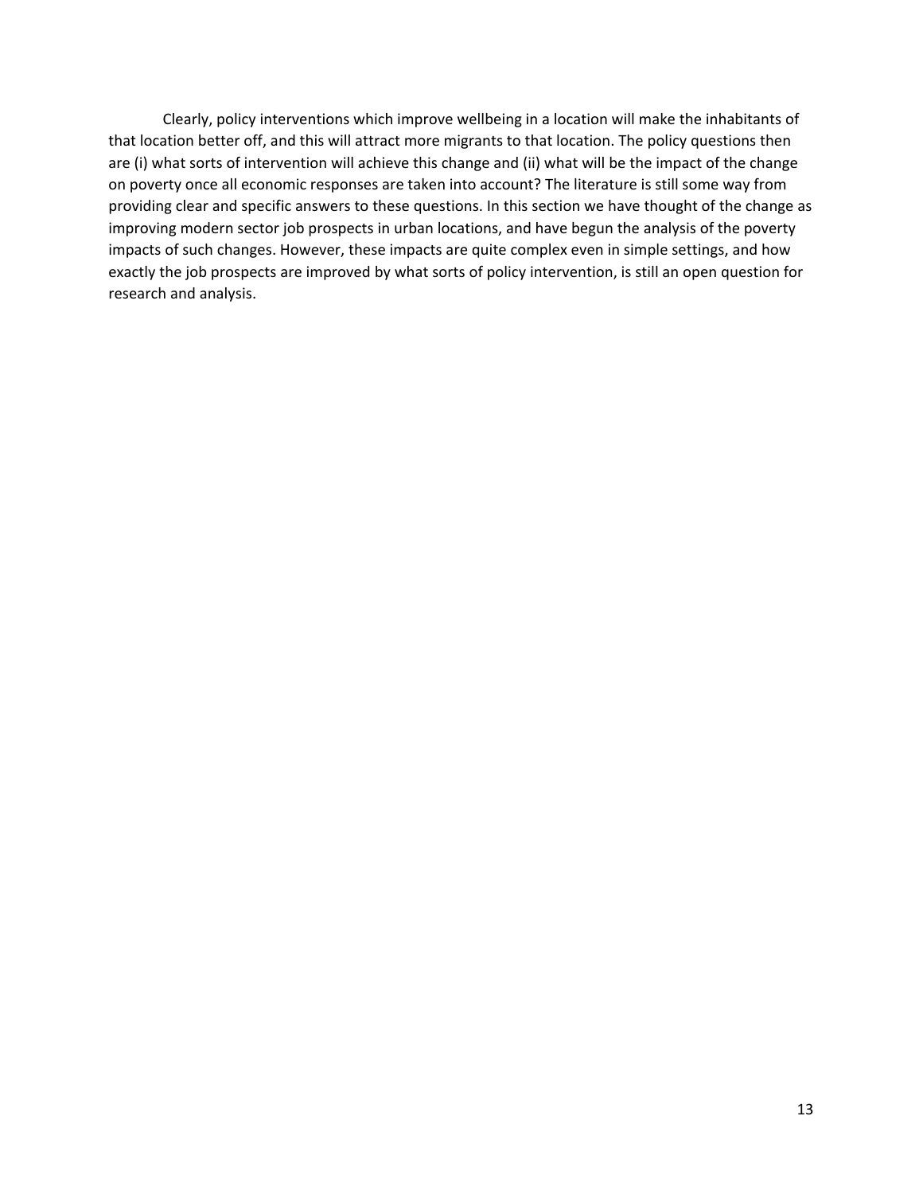Clearly, policy interventions which improve wellbeing in a location will make the inhabitants of that location better off, and this will attract more migrants to that location. The policy questions then are (i) what sorts of intervention will achieve this change and (ii) what will be the impact of the change on poverty once all economic responses are taken into account? The literature is still some way from providing clear and specific answers to these questions. In this section we have thought of the change as improving modern sector job prospects in urban locations, and have begun the analysis of the poverty impacts of such changes. However, these impacts are quite complex even in simple settings, and how exactly the job prospects are improved by what sorts of policy intervention, is still an open question for research and analysis.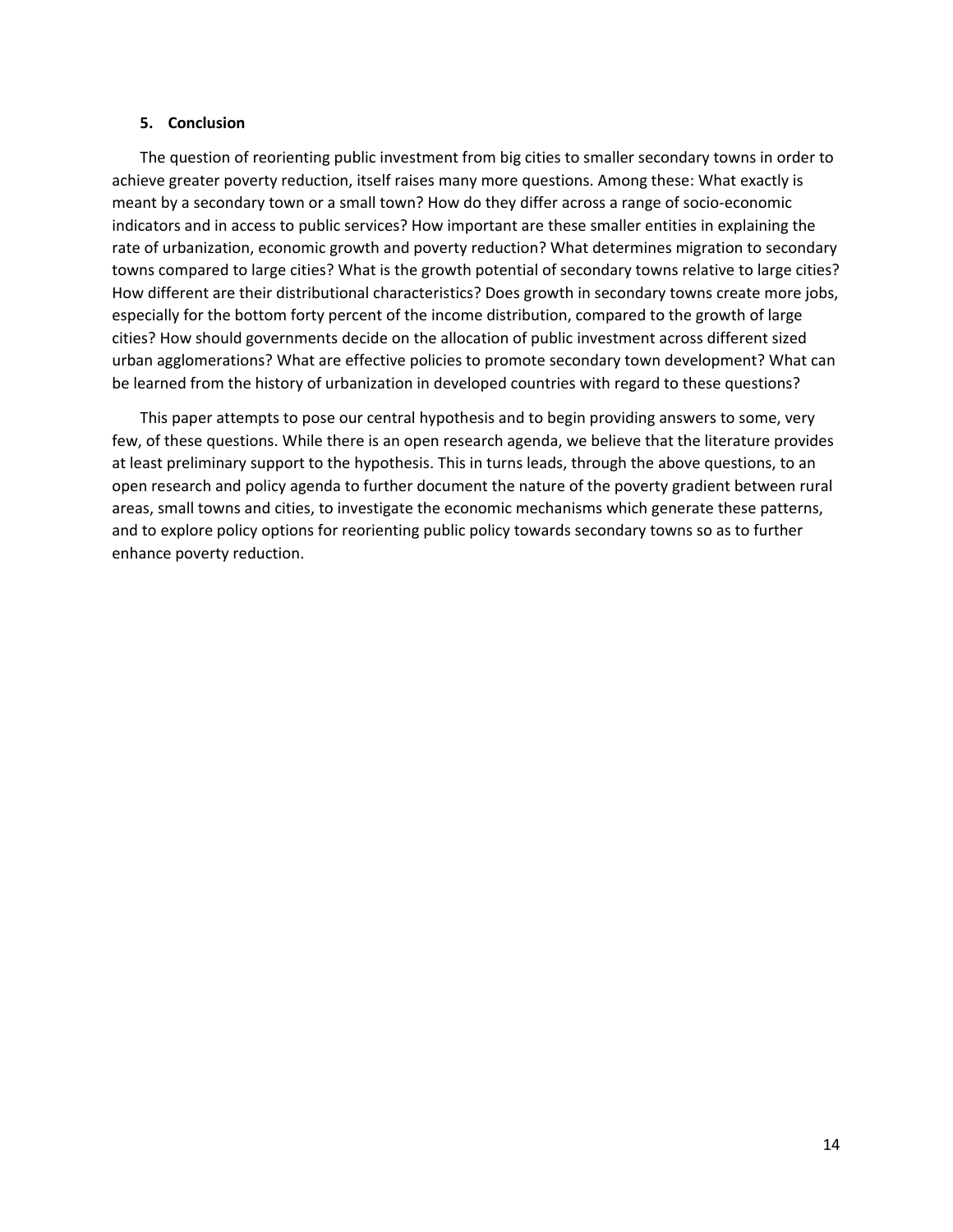## 5. Conclusion

The question of reorienting public investment from big cities to smaller secondary towns in order to achieve greater poverty reduction, itself raises many more questions. Among these: What exactly is meant by a secondary town or a small town? How do they differ across a range of socio-economic indicators and in access to public services? How important are these smaller entities in explaining the rate of urbanization, economic growth and poverty reduction? What determines migration to secondary towns compared to large cities? What is the growth potential of secondary towns relative to large cities? How different are their distributional characteristics? Does growth in secondary towns create more jobs, especially for the bottom forty percent of the income distribution, compared to the growth of large cities? How should governments decide on the allocation of public investment across different sized urban agglomerations? What are effective policies to promote secondary town development? What can be learned from the history of urbanization in developed countries with regard to these questions?

This paper attempts to pose our central hypothesis and to begin providing answers to some, very few, of these questions. While there is an open research agenda, we believe that the literature provides at least preliminary support to the hypothesis. This in turns leads, through the above questions, to an open research and policy agenda to further document the nature of the poverty gradient between rural areas, small towns and cities, to investigate the economic mechanisms which generate these patterns, and to explore policy options for reorienting public policy towards secondary towns so as to further enhance poverty reduction.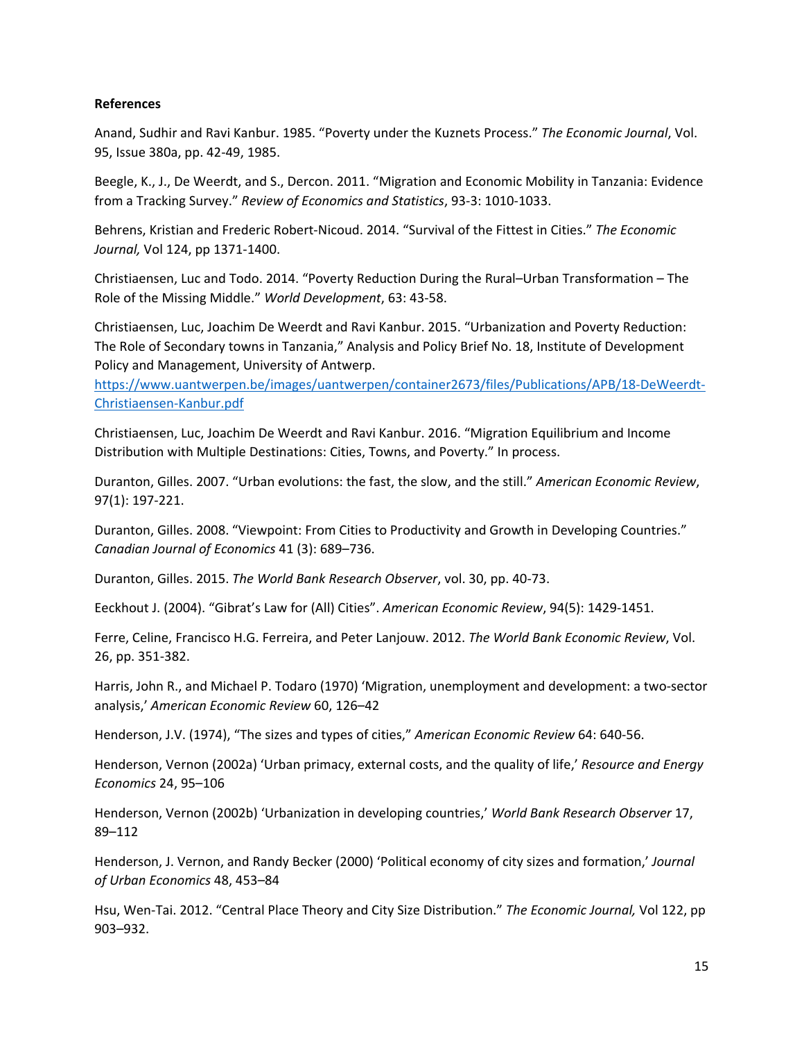**References**

Anand, Sudhir and Ravi Kanbur. 1985. "Poverty under the Kuznets Process." *The Economic Journal*, Vol. 95, Issue 380a, pp. 42-49, 1985.

Beegle, K., J., De Weerdt, and S., Dercon. 2011. "Migration and Economic Mobility in Tanzania: Evidence from a Tracking Survey." *Review of Economics and Statistics*, 93-3: 1010-1033.

Behrens, Kristian and Frederic Robert-Nicoud. 2014. "Survival of the Fittest in Cities." *The Economic Journal,* Vol 124, pp 1371-1400.

Christiaensen, Luc and Todo. 2014. "Poverty Reduction During the Rural–Urban Transformation – The Role of the Missing Middle." *World Development*, 63: 43-58.

Christiaensen, Luc, Joachim De Weerdt and Ravi Kanbur. 2015. "Urbanization and Poverty Reduction: The Role of Secondary towns in Tanzania," Analysis and Policy Brief No. 18, Institute of Development Policy and Management, University of Antwerp. https://www.uantwerpen.be/images/uantwerpen/container2673/files/Publications/APB/18-DeWeerdt-Christiaensen-Kanbur.pdf

Christiaensen, Luc, Joachim De Weerdt and Ravi Kanbur. 2016. "Migration Equilibrium and Income Distribution with Multiple Destinations: Cities, Towns, and Poverty." In process.

Duranton, Gilles. 2007. "Urban evolutions: the fast, the slow, and the still." *American Economic Review*, 97(1): 197-221.

Duranton, Gilles. 2008. "Viewpoint: From Cities to Productivity and Growth in Developing Countries." *Canadian Journal of Economics* 41 (3): 689–736.

Duranton, Gilles. 2015. *The World Bank Research Observer*, vol. 30, pp. 40-73.

Eeckhout J. (2004). "Gibrat's Law for (All) Cities". *American Economic Review*, 94(5): 1429-1451.

Ferre, Celine, Francisco H.G. Ferreira, and Peter Lanjouw. 2012. *The World Bank Economic Review*, Vol. 26, pp. 351-382.

Harris, John R., and Michael P. Todaro (1970) 'Migration, unemployment and development: a two-sector analysis,' *American Economic Review* 60, 126–42

Henderson, J.V. (1974), "The sizes and types of cities," *American Economic Review* 64: 640-56.

Henderson, Vernon (2002a) 'Urban primacy, external costs, and the quality of life,' *Resource and Energy Economics* 24, 95–106

Henderson, Vernon (2002b) 'Urbanization in developing countries,' *World Bank Research Observer* 17, 89–112

Henderson, J. Vernon, and Randy Becker (2000) 'Political economy of city sizes and formation,' *Journal of Urban Economics* 48, 453–84

Hsu, Wen-Tai. 2012. "Central Place Theory and City Size Distribution." *The Economic Journal,* Vol 122, pp 903–932.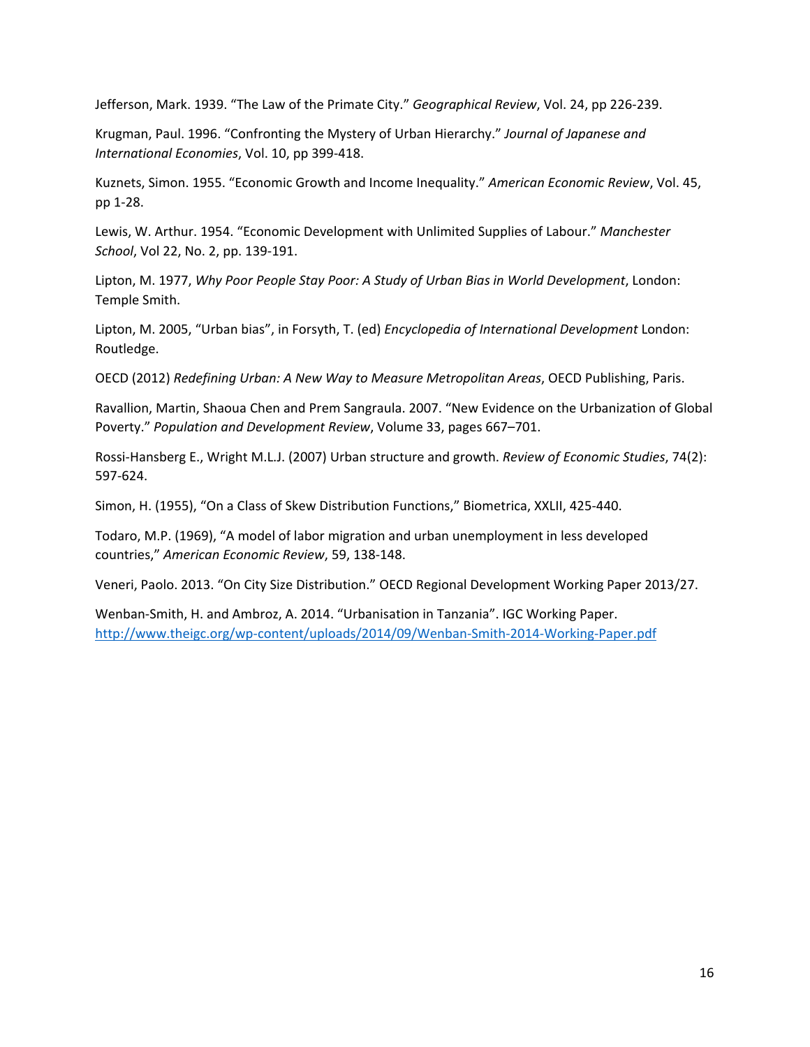Jefferson, Mark. 1939. "The Law of the Primate City." *Geographical Review*, Vol. 24, pp 226-239.

Krugman, Paul. 1996. "Confronting the Mystery of Urban Hierarchy." *Journal of Japanese and International Economies*, Vol. 10, pp 399-418.

Kuznets, Simon. 1955. "Economic Growth and Income Inequality." *American Economic Review*, Vol. 45, pp 1-28.

Lewis, W. Arthur. 1954. "Economic Development with Unlimited Supplies of Labour." *Manchester School*, Vol 22, No. 2, pp. 139-191.

Lipton, M. 1977, *Why Poor People Stay Poor: A Study of Urban Bias in World Development*, London: Temple Smith.

Lipton, M. 2005, "Urban bias", in Forsyth, T. (ed) *Encyclopedia of International Development* London: Routledge.

OECD (2012) *Redefining Urban: A New Way to Measure Metropolitan Areas*, OECD Publishing, Paris.

Ravallion, Martin, Shaoua Chen and Prem Sangraula. 2007. "New Evidence on the Urbanization of Global Poverty." *Population and Development Review*, Volume 33, pages 667–701.

Rossi-Hansberg E., Wright M.L.J. (2007) Urban structure and growth. *Review of Economic Studies*, 74(2): 597-624.

Simon, H. (1955), "On a Class of Skew Distribution Functions," Biometrica, XXLII, 425-440.

Todaro, M.P. (1969), "A model of labor migration and urban unemployment in less developed countries," *American Economic Review*, 59, 138-148.

Veneri, Paolo. 2013. "On City Size Distribution." OECD Regional Development Working Paper 2013/27.

Wenban-Smith, H. and Ambroz, A. 2014. "Urbanisation in Tanzania". IGC Working Paper. http://www.theigc.org/wp-content/uploads/2014/09/Wenban-Smith-2014-Working-Paper.pdf